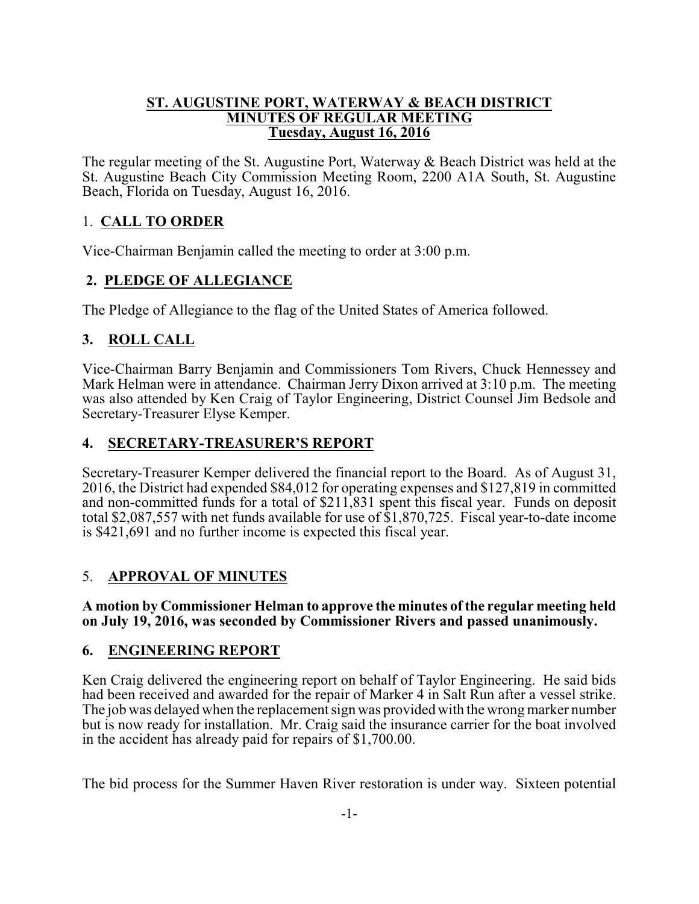**ST. AUGUSTINE PORT, WATERWAY & BEACH DISTRICT**
**MINUTES OF REGULAR MEETING**
**Tuesday, August 16, 2016**

The regular meeting of the St. Augustine Port, Waterway & Beach District was held at the St. Augustine Beach City Commission Meeting Room, 2200 A1A South, St. Augustine Beach, Florida on Tuesday, August 16, 2016.

## 1. CALL TO ORDER

Vice-Chairman Benjamin called the meeting to order at 3:00 p.m.

## 2. PLEDGE OF ALLEGIANCE

The Pledge of Allegiance to the flag of the United States of America followed.

## 3. ROLL CALL

Vice-Chairman Barry Benjamin and Commissioners Tom Rivers, Chuck Hennessey and Mark Helman were in attendance. Chairman Jerry Dixon arrived at 3:10 p.m. The meeting was also attended by Ken Craig of Taylor Engineering, District Counsel Jim Bedsole and Secretary-Treasurer Elyse Kemper.

## 4. SECRETARY-TREASURER'S REPORT

Secretary-Treasurer Kemper delivered the financial report to the Board. As of August 31, 2016, the District had expended $84,012 for operating expenses and $127,819 in committed and non-committed funds for a total of $211,831 spent this fiscal year. Funds on deposit total $2,087,557 with net funds available for use of $1,870,725. Fiscal year-to-date income is $421,691 and no further income is expected this fiscal year.

## 5. APPROVAL OF MINUTES

**A motion by Commissioner Helman to approve the minutes of the regular meeting held on July 19, 2016, was seconded by Commissioner Rivers and passed unanimously.**

## 6. ENGINEERING REPORT

Ken Craig delivered the engineering report on behalf of Taylor Engineering. He said bids had been received and awarded for the repair of Marker 4 in Salt Run after a vessel strike. The job was delayed when the replacement sign was provided with the wrong marker number but is now ready for installation. Mr. Craig said the insurance carrier for the boat involved in the accident has already paid for repairs of $1,700.00.

The bid process for the Summer Haven River restoration is under way. Sixteen potential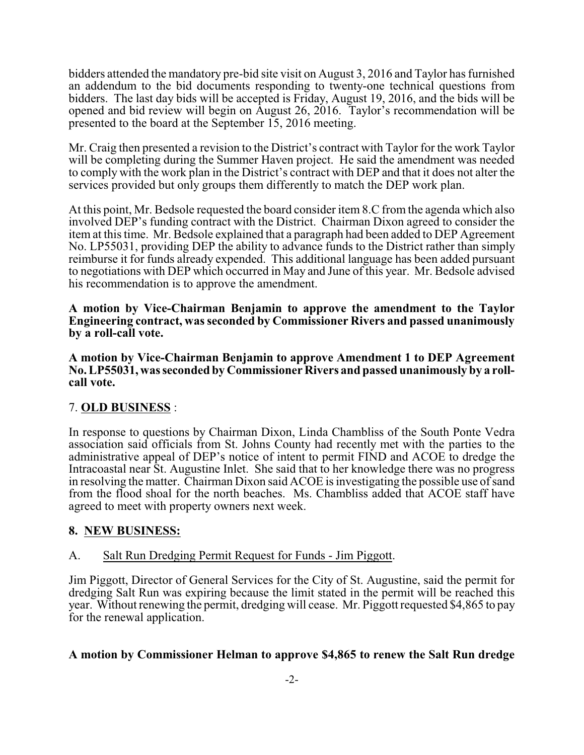bidders attended the mandatory pre-bid site visit on August 3, 2016 and Taylor has furnished an addendum to the bid documents responding to twenty-one technical questions from bidders. The last day bids will be accepted is Friday, August 19, 2016, and the bids will be opened and bid review will begin on August 26, 2016. Taylor's recommendation will be presented to the board at the September 15, 2016 meeting.

Mr. Craig then presented a revision to the District's contract with Taylor for the work Taylor will be completing during the Summer Haven project. He said the amendment was needed to comply with the work plan in the District's contract with DEP and that it does not alter the services provided but only groups them differently to match the DEP work plan.

At this point, Mr. Bedsole requested the board consider item 8.C from the agenda which also involved DEP's funding contract with the District. Chairman Dixon agreed to consider the item at this time. Mr. Bedsole explained that a paragraph had been added to DEP Agreement No. LP55031, providing DEP the ability to advance funds to the District rather than simply reimburse it for funds already expended. This additional language has been added pursuant to negotiations with DEP which occurred in May and June of this year. Mr. Bedsole advised his recommendation is to approve the amendment.

**A motion by Vice-Chairman Benjamin to approve the amendment to the Taylor Engineering contract, was seconded by Commissioner Rivers and passed unanimously by a roll-call vote.**

**A motion by Vice-Chairman Benjamin to approve Amendment 1 to DEP Agreement No. LP55031, was seconded by Commissioner Rivers and passed unanimously by a roll-call vote.**

7. **OLD BUSINESS** :

In response to questions by Chairman Dixon, Linda Chambliss of the South Ponte Vedra association said officials from St. Johns County had recently met with the parties to the administrative appeal of DEP's notice of intent to permit FIND and ACOE to dredge the Intracoastal near St. Augustine Inlet. She said that to her knowledge there was no progress in resolving the matter. Chairman Dixon said ACOE is investigating the possible use of sand from the flood shoal for the north beaches. Ms. Chambliss added that ACOE staff have agreed to meet with property owners next week.

## 8. NEW BUSINESS:

A. Salt Run Dredging Permit Request for Funds - Jim Piggott.

Jim Piggott, Director of General Services for the City of St. Augustine, said the permit for dredging Salt Run was expiring because the limit stated in the permit will be reached this year. Without renewing the permit, dredging will cease. Mr. Piggott requested $4,865 to pay for the renewal application.

**A motion by Commissioner Helman to approve $4,865 to renew the Salt Run dredge**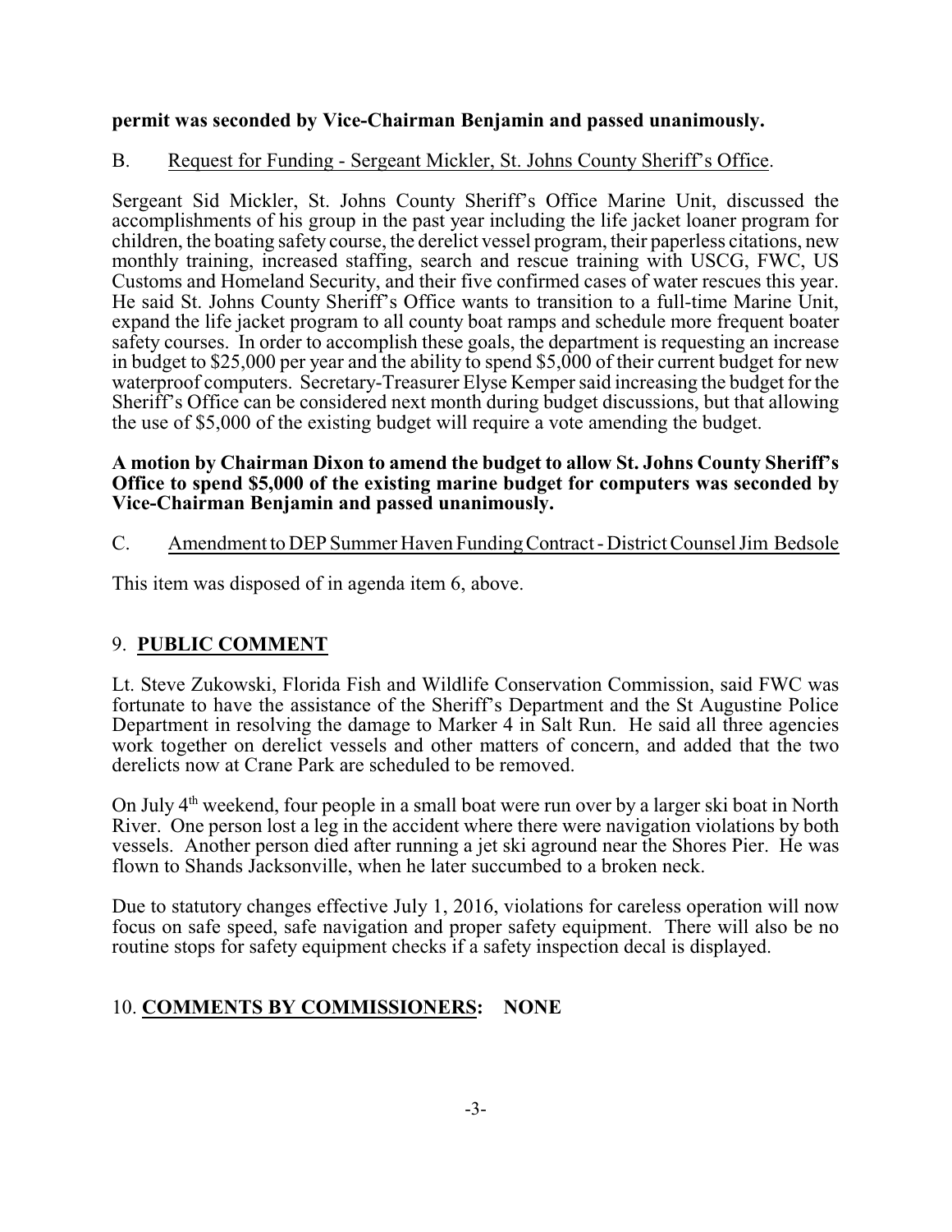**permit was seconded by Vice-Chairman Benjamin and passed unanimously.**

B. Request for Funding - Sergeant Mickler, St. Johns County Sheriff's Office.

Sergeant Sid Mickler, St. Johns County Sheriff's Office Marine Unit, discussed the accomplishments of his group in the past year including the life jacket loaner program for children, the boating safety course, the derelict vessel program, their paperless citations, new monthly training, increased staffing, search and rescue training with USCG, FWC, US Customs and Homeland Security, and their five confirmed cases of water rescues this year. He said St. Johns County Sheriff's Office wants to transition to a full-time Marine Unit, expand the life jacket program to all county boat ramps and schedule more frequent boater safety courses. In order to accomplish these goals, the department is requesting an increase in budget to $25,000 per year and the ability to spend $5,000 of their current budget for new waterproof computers. Secretary-Treasurer Elyse Kemper said increasing the budget for the Sheriff's Office can be considered next month during budget discussions, but that allowing the use of $5,000 of the existing budget will require a vote amending the budget.

**A motion by Chairman Dixon to amend the budget to allow St. Johns County Sheriff's Office to spend $5,000 of the existing marine budget for computers was seconded by Vice-Chairman Benjamin and passed unanimously.**

C. Amendment to DEP Summer Haven Funding Contract - District Counsel Jim Bedsole

This item was disposed of in agenda item 6, above.

## 9. PUBLIC COMMENT

Lt. Steve Zukowski, Florida Fish and Wildlife Conservation Commission, said FWC was fortunate to have the assistance of the Sheriff's Department and the St Augustine Police Department in resolving the damage to Marker 4 in Salt Run. He said all three agencies work together on derelict vessels and other matters of concern, and added that the two derelicts now at Crane Park are scheduled to be removed.

On July 4th weekend, four people in a small boat were run over by a larger ski boat in North River. One person lost a leg in the accident where there were navigation violations by both vessels. Another person died after running a jet ski aground near the Shores Pier. He was flown to Shands Jacksonville, when he later succumbed to a broken neck.

Due to statutory changes effective July 1, 2016, violations for careless operation will now focus on safe speed, safe navigation and proper safety equipment. There will also be no routine stops for safety equipment checks if a safety inspection decal is displayed.

## 10. COMMENTS BY COMMISSIONERS: NONE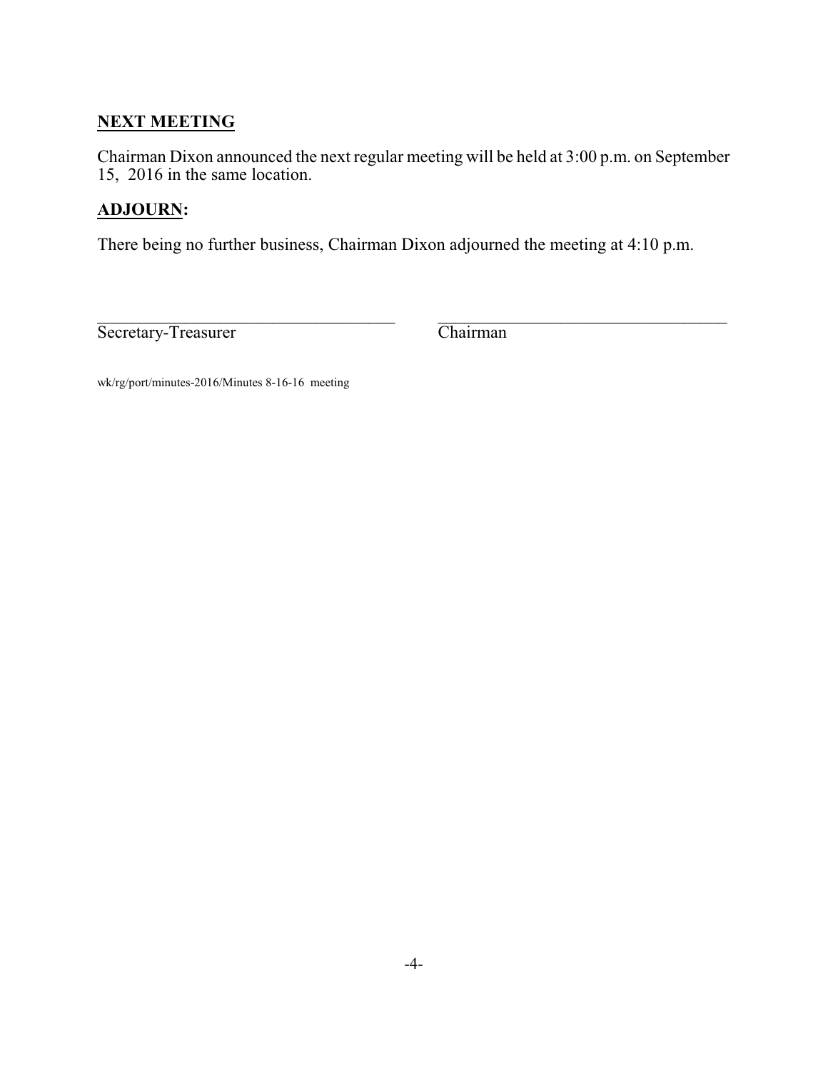## **NEXT MEETING**

Chairman Dixon announced the next regular meeting will be held at 3:00 p.m. on September 15, 2016 in the same location.

## **ADJOURN:**

There being no further business, Chairman Dixon adjourned the meeting at 4:10 p.m.

\_\_\_\_\_\_\_\_\_\_\_\_\_\_\_\_\_\_\_\_\_\_\_\_\_\_\_\_\_\_\_\_\_\_\_ Secretary-Treasurer

\_\_\_\_\_\_\_\_\_\_\_\_\_\_\_\_\_\_\_\_\_\_\_\_\_\_\_\_\_\_\_\_\_\_\_ Chairman

wk/rg/port/minutes-2016/Minutes 8-16-16 meeting